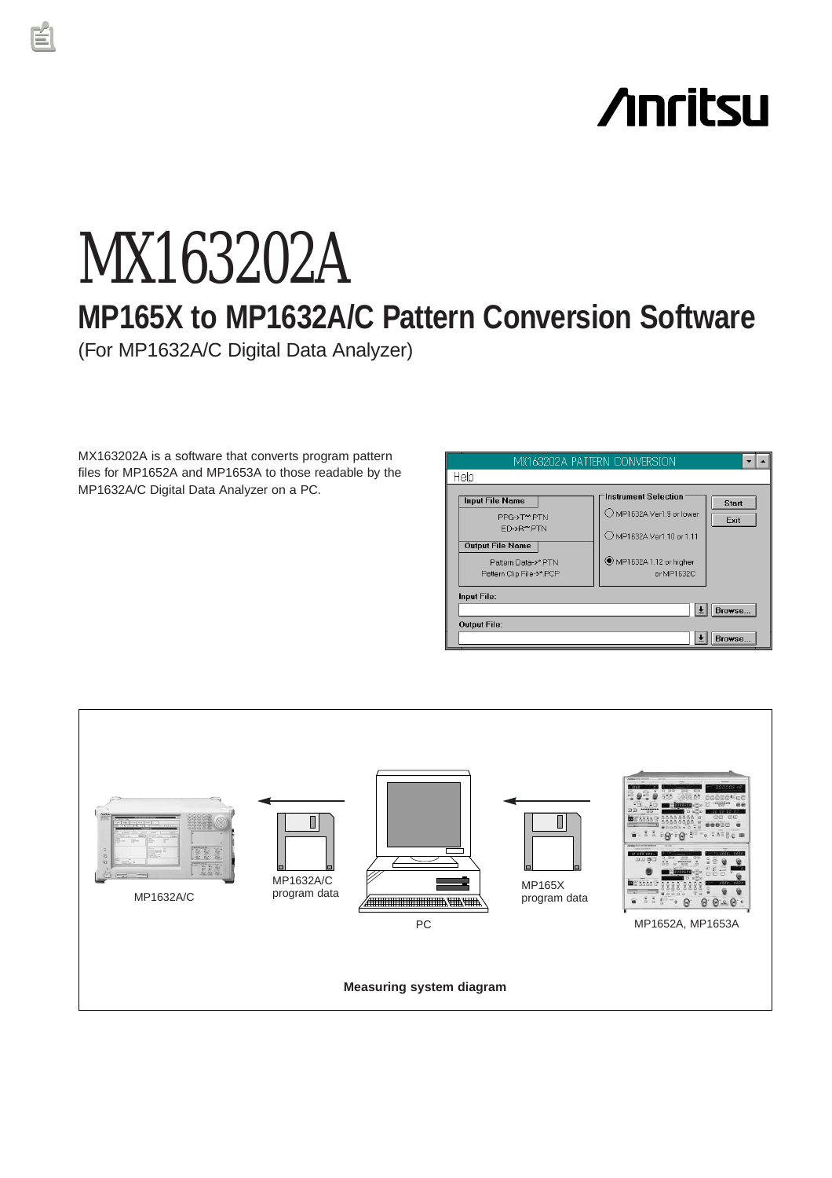# MX163202A

## MP165X to MP1632A/C Pattern Conversion Software

(For MP1632A/C Digital Data Analyzer)

MX163202A is a software that converts program pattern files for MP1652A and MP1653A to those readable by the MP1632A/C Digital Data Analyzer on a PC.

MX163202A PATTERN CONVERSION

Help

Input File Name
PPG->T**.PTN
ED->R**.PTN

Output File Name
Pattern Data->*.PTN
Pattern Clip File->*.PCP

Instrument Selection
MP1632A Ver1.9 or lower
MP1632A Ver1.10 or 1.11
MP1632A 1.12 or higher or MP1632C

Start
Exit

Input File:
Browse...

Output File:
Browse...

MP1632A/C

MP1632A/C program data

PC

MP165X program data

MP1652A, MP1653A

**Measuring system diagram**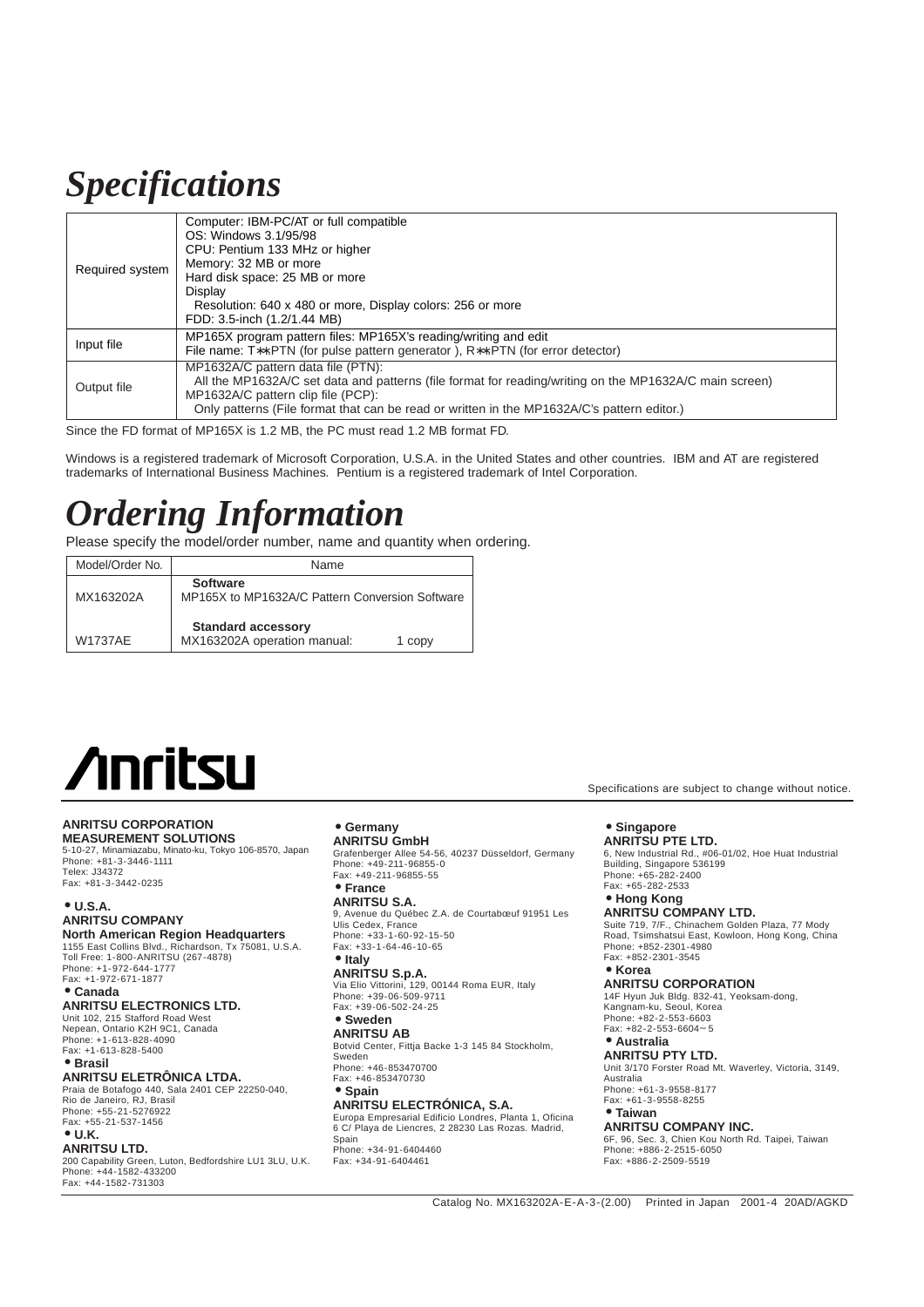# Specifications

| | |
|---|---|
| Required system | Computer: IBM-PC/AT or full compatible<br>OS: Windows 3.1/95/98<br>CPU: Pentium 133 MHz or higher<br>Memory: 32 MB or more<br>Hard disk space: 25 MB or more<br>Display<br>Resolution: 640 x 480 or more, Display colors: 256 or more<br>FDD: 3.5-inch (1.2/1.44 MB) |
| Input file | MP165X program pattern files: MP165X's reading/writing and edit<br>File name: T**PTN (for pulse pattern generator ), R**PTN (for error detector) |
| Output file | MP1632A/C pattern data file (PTN):<br>All the MP1632A/C set data and patterns (file format for reading/writing on the MP1632A/C main screen)<br>MP1632A/C pattern clip file (PCP):<br>Only patterns (File format that can be read or written in the MP1632A/C's pattern editor.) |

Since the FD format of MP165X is 1.2 MB, the PC must read 1.2 MB format FD.

Windows is a registered trademark of Microsoft Corporation, U.S.A. in the United States and other countries. IBM and AT are registered trademarks of International Business Machines. Pentium is a registered trademark of Intel Corporation.

# Ordering Information

Please specify the model/order number, name and quantity when ordering.

| Model/Order No. | Name |
|---|---|
| | **Software** |
| MX163202A | MP165X to MP1632A/C Pattern Conversion Software |
| | **Standard accessory** |
| W1737AE | MX163202A operation manual: 1 copy |

Anritsu

Specifications are subject to change without notice.

**ANRITSU CORPORATION**
**MEASUREMENT SOLUTIONS**
5-10-27, Minamiazabu, Minato-ku, Tokyo 106-8570, Japan
Phone: +81-3-3446-1111
Telex: J34372
Fax: +81-3-3442-0235

• **U.S.A.**
**ANRITSU COMPANY**
**North American Region Headquarters**
1155 East Collins Blvd., Richardson, Tx 75081, U.S.A.
Toll Free: 1-800-ANRITSU (267-4878)
Phone: +1-972-644-1777
Fax: +1-972-671-1877

• **Canada**
**ANRITSU ELECTRONICS LTD.**
Unit 102, 215 Stafford Road West
Nepean, Ontario K2H 9C1, Canada
Phone: +1-613-828-4090
Fax: +1-613-828-5400

• **Brasil**
**ANRITSU ELETRÔNICA LTDA.**
Praia de Botafogo 440, Sala 2401 CEP 22250-040,
Rio de Janeiro, RJ, Brasil
Phone: +55-21-5276922
Fax: +55-21-537-1456

• **U.K.**
**ANRITSU LTD.**
200 Capability Green, Luton, Bedfordshire LU1 3LU, U.K.
Phone: +44-1582-433200
Fax: +44-1582-731303

• **Germany**
**ANRITSU GmbH**
Grafenberger Allee 54-56, 40237 Düsseldorf, Germany
Phone: +49-211-96855-0
Fax: +49-211-96855-55

• **France**
**ANRITSU S.A.**
9, Avenue du Québec Z.A. de Courtabœuf 91951 Les Ulis Cedex, France
Phone: +33-1-60-92-15-50
Fax: +33-1-64-46-10-65

• **Italy**
**ANRITSU S.p.A.**
Via Elio Vittorini, 129, 00144 Roma EUR, Italy
Phone: +39-06-509-9711
Fax: +39-06-502-24-25

• **Sweden**
**ANRITSU AB**
Botvid Center, Fittja Backe 1-3 145 84 Stockholm, Sweden
Phone: +46-853470700
Fax: +46-853470730

• **Spain**
**ANRITSU ELECTRÓNICA, S.A.**
Europa Empresarial Edificio Londres, Planta 1, Oficina 6 C/ Playa de Liencres, 2 28230 Las Rozas. Madrid, Spain
Phone: +34-91-6404460
Fax: +34-91-6404461

• **Singapore**
**ANRITSU PTE LTD.**
6, New Industrial Rd., #06-01/02, Hoe Huat Industrial Building, Singapore 536199
Phone: +65-282-2400
Fax: +65-282-2533

• **Hong Kong**
**ANRITSU COMPANY LTD.**
Suite 719, 7/F., Chinachem Golden Plaza, 77 Mody Road, Tsimshatsui East, Kowloon, Hong Kong, China
Phone: +852-2301-4980
Fax: +852-2301-3545

• **Korea**
**ANRITSU CORPORATION**
14F Hyun Juk Bldg. 832-41, Yeoksam-dong, Kangnam-ku, Seoul, Korea
Phone: +82-2-553-6603
Fax: +82-2-553-6604～5

• **Australia**
**ANRITSU PTY LTD.**
Unit 3/170 Forster Road Mt. Waverley, Victoria, 3149, Australia
Phone: +61-3-9558-8177
Fax: +61-3-9558-8255

• **Taiwan**
**ANRITSU COMPANY INC.**
6F, 96, Sec. 3, Chien Kou North Rd. Taipei, Taiwan
Phone: +886-2-2515-6050
Fax: +886-2-2509-5519

Catalog No. MX163202A-E-A-3-(2.00) Printed in Japan 2001-4 20AD/AGKD